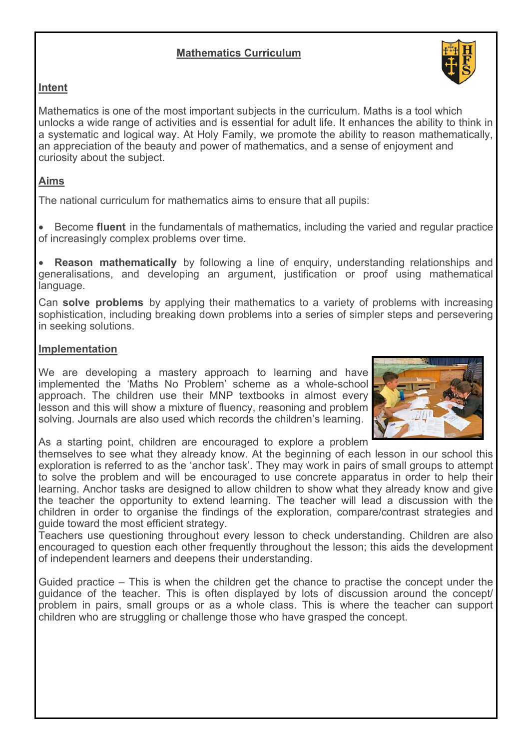# Mathematics Curriculum

## Intent

Mathematics is one of the most important subjects in the curriculum. Maths is a tool which unlocks a wide range of activities and is essential for adult life. It enhances the ability to think in a systematic and logical way. At Holy Family, we promote the ability to reason mathematically, an appreciation of the beauty and power of mathematics, and a sense of enjoyment and curiosity about the subject.

## Aims

The national curriculum for mathematics aims to ensure that all pupils:

- Become **fluent** in the fundamentals of mathematics, including the varied and regular practice of increasingly complex problems over time.

- **Reason mathematically** by following a line of enquiry, understanding relationships and generalisations, and developing an argument, justification or proof using mathematical language.

Can **solve problems** by applying their mathematics to a variety of problems with increasing sophistication, including breaking down problems into a series of simpler steps and persevering in seeking solutions.

## Implementation

We are developing a mastery approach to learning and have implemented the 'Maths No Problem' scheme as a whole-school approach. The children use their MNP textbooks in almost every lesson and this will show a mixture of fluency, reasoning and problem solving. Journals are also used which records the children's learning.

As a starting point, children are encouraged to explore a problem themselves to see what they already know. At the beginning of each lesson in our school this exploration is referred to as the 'anchor task'. They may work in pairs of small groups to attempt to solve the problem and will be encouraged to use concrete apparatus in order to help their learning. Anchor tasks are designed to allow children to show what they already know and give the teacher the opportunity to extend learning. The teacher will lead a discussion with the children in order to organise the findings of the exploration, compare/contrast strategies and guide toward the most efficient strategy.
Teachers use questioning throughout every lesson to check understanding. Children are also encouraged to question each other frequently throughout the lesson; this aids the development of independent learners and deepens their understanding.

Guided practice – This is when the children get the chance to practise the concept under the guidance of the teacher. This is often displayed by lots of discussion around the concept/ problem in pairs, small groups or as a whole class. This is where the teacher can support children who are struggling or challenge those who have grasped the concept.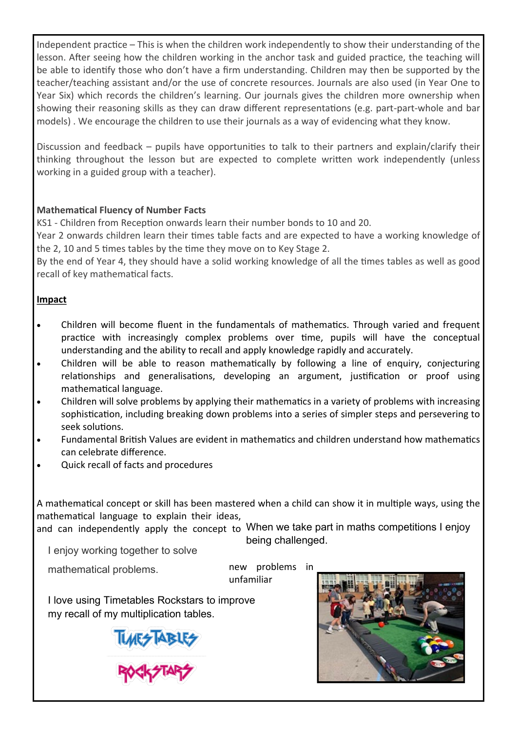Independent practice – This is when the children work independently to show their understanding of the lesson. After seeing how the children working in the anchor task and guided practice, the teaching will be able to identify those who don't have a firm understanding. Children may then be supported by the teacher/teaching assistant and/or the use of concrete resources. Journals are also used (in Year One to Year Six) which records the children's learning. Our journals gives the children more ownership when showing their reasoning skills as they can draw different representations (e.g. part-part-whole and bar models) . We encourage the children to use their journals as a way of evidencing what they know.

Discussion and feedback – pupils have opportunities to talk to their partners and explain/clarify their thinking throughout the lesson but are expected to complete written work independently (unless working in a guided group with a teacher).

**Mathematical Fluency of Number Facts**

KS1 - Children from Reception onwards learn their number bonds to 10 and 20.

Year 2 onwards children learn their times table facts and are expected to have a working knowledge of the 2, 10 and 5 times tables by the time they move on to Key Stage 2.

By the end of Year 4, they should have a solid working knowledge of all the times tables as well as good recall of key mathematical facts.

## Impact

- Children will become fluent in the fundamentals of mathematics. Through varied and frequent practice with increasingly complex problems over time, pupils will have the conceptual understanding and the ability to recall and apply knowledge rapidly and accurately.
- Children will be able to reason mathematically by following a line of enquiry, conjecturing relationships and generalisations, developing an argument, justification or proof using mathematical language.
- Children will solve problems by applying their mathematics in a variety of problems with increasing sophistication, including breaking down problems into a series of simpler steps and persevering to seek solutions.
- Fundamental British Values are evident in mathematics and children understand how mathematics can celebrate difference.
- Quick recall of facts and procedures

A mathematical concept or skill has been mastered when a child can show it in multiple ways, using the mathematical language to explain their ideas, and can independently apply the concept to new problems in unfamiliar

When we take part in maths competitions I enjoy being challenged.

I enjoy working together to solve mathematical problems.

I love using Timetables Rockstars to improve my recall of my multiplication tables.

TIMES TABLES ROCKSTARS